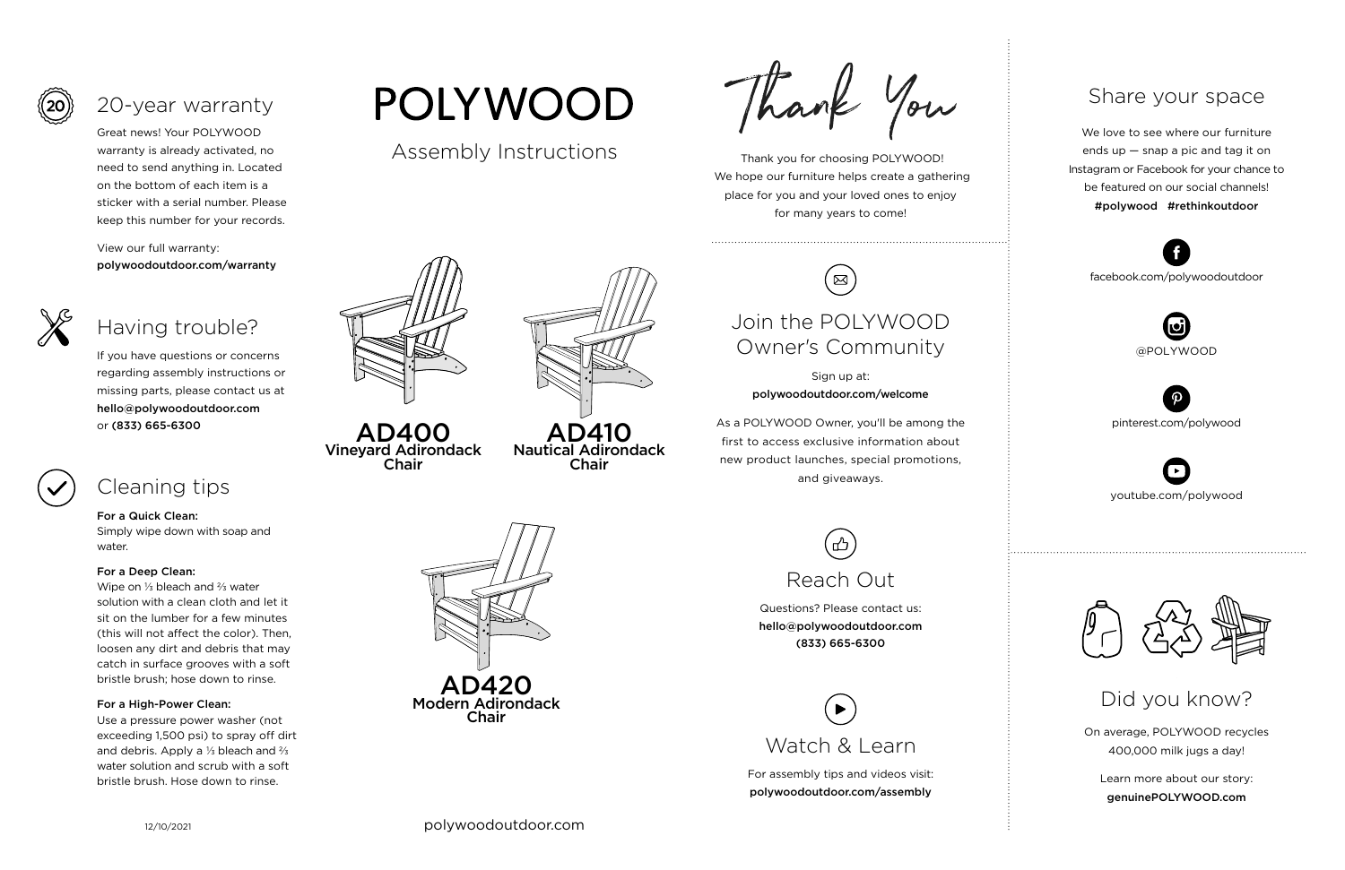## 20-year warranty

Great news! Your POLYWOOD warranty is already activated, no need to send anything in. Located on the bottom of each item is a sticker with a serial number. Please keep this number for your records.

View our full warranty:
**polywoodoutdoor.com/warranty**

## Having trouble?

If you have questions or concerns regarding assembly instructions or missing parts, please contact us at **hello@polywoodoutdoor.com** or **(833) 665-6300**

## Cleaning tips

**For a Quick Clean:**
Simply wipe down with soap and water.

**For a Deep Clean:**
Wipe on ⅓ bleach and ⅔ water solution with a clean cloth and let it sit on the lumber for a few minutes (this will not affect the color). Then, loosen any dirt and debris that may catch in surface grooves with a soft bristle brush; hose down to rinse.

**For a High-Power Clean:**
Use a pressure power washer (not exceeding 1,500 psi) to spray off dirt and debris. Apply a ⅓ bleach and ⅔ water solution and scrub with a soft bristle brush. Hose down to rinse.

12/10/2021

# POLYWOOD

## Assembly Instructions

**AD400**
**Vineyard Adirondack Chair**

**AD410**
**Nautical Adirondack Chair**

**AD420**
**Modern Adirondack Chair**

polywoodoutdoor.com

# Thank You

Thank you for choosing POLYWOOD! We hope our furniture helps create a gathering place for you and your loved ones to enjoy for many years to come!

## Join the POLYWOOD Owner's Community

Sign up at:
**polywoodoutdoor.com/welcome**

As a POLYWOOD Owner, you'll be among the first to access exclusive information about new product launches, special promotions, and giveaways.

## Reach Out

Questions? Please contact us:
**hello@polywoodoutdoor.com**
**(833) 665-6300**

## Watch & Learn

For assembly tips and videos visit:
**polywoodoutdoor.com/assembly**

## Share your space

We love to see where our furniture ends up — snap a pic and tag it on Instagram or Facebook for your chance to be featured on our social channels!
**#polywood #rethinkoutdoor**

facebook.com/polywoodoutdoor

@POLYWOOD

pinterest.com/polywood

youtube.com/polywood

## Did you know?

On average, POLYWOOD recycles 400,000 milk jugs a day!

Learn more about our story:
**genuinePOLYWOOD.com**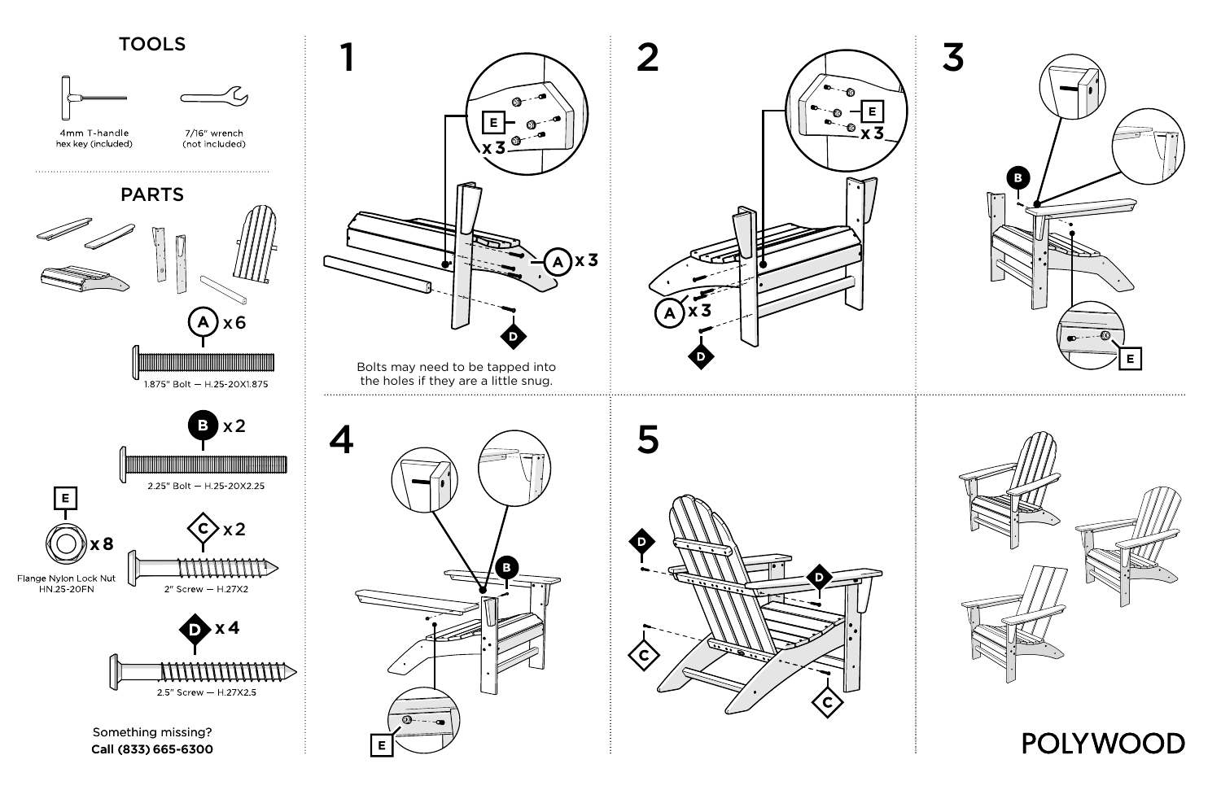## TOOLS

4mm T-handle hex key (included)

7/16" wrench (not included)

## PARTS

A x6 — 1.875" Bolt — H.25-20X1.875

B x2 — 2.25" Bolt — H.25-20X2.25

E x8 — Flange Nylon Lock Nut HN.25-20FN

C x2 — 2" Screw — H.27X2

D x4 — 2.5" Screw — H.27X2.5

Something missing?

**Call (833) 665-6300**

## 1

E x 3

A x 3

D

Bolts may need to be tapped into the holes if they are a little snug.

## 2

E x 3

A x 3

D

## 3

B

E

## 4

B

E

## 5

D

D

C

C

POLYWOOD